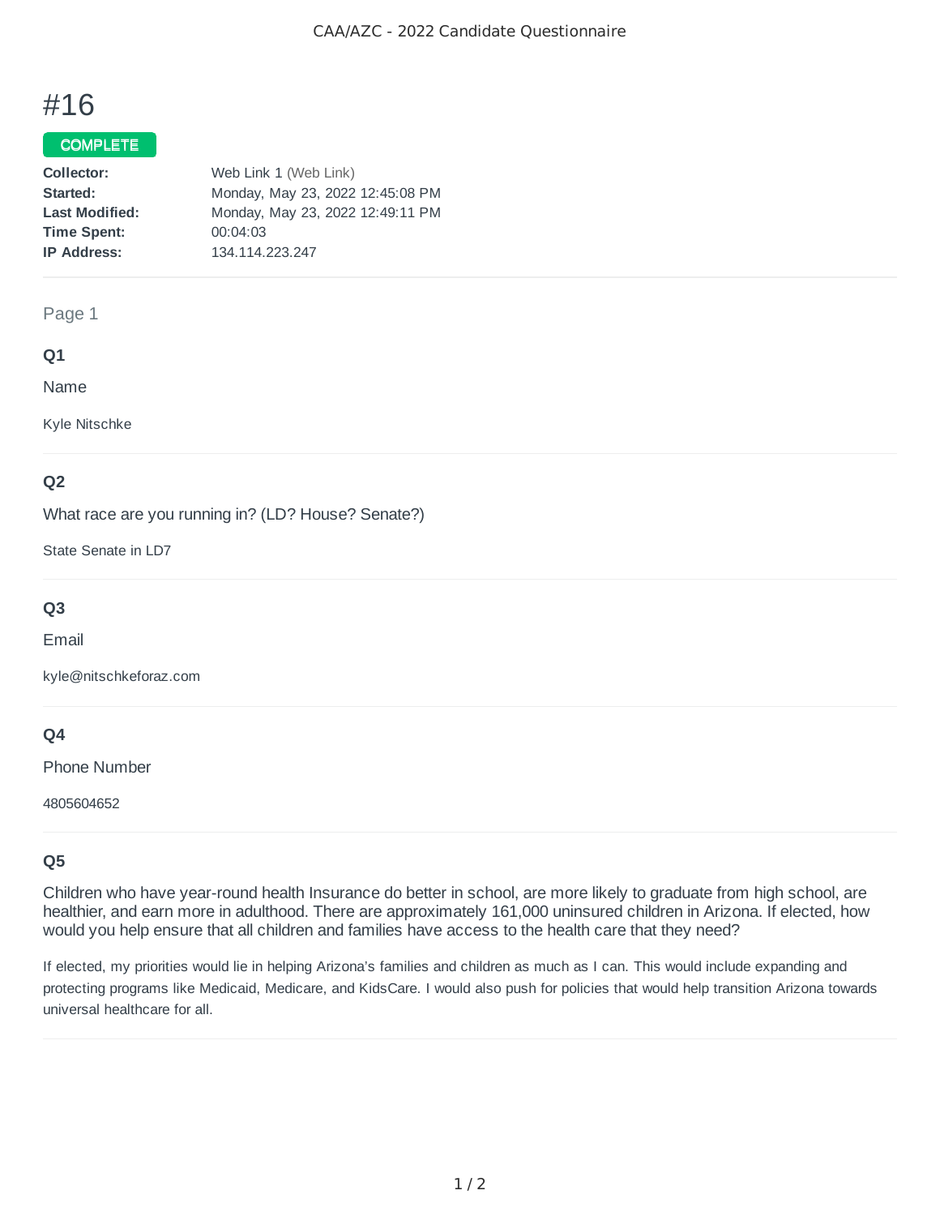# #16

**COMPLETE**

**Collector:** Web Link 1 (Web Link)
**Started:** Monday, May 23, 2022 12:45:08 PM
**Last Modified:** Monday, May 23, 2022 12:49:11 PM
**Time Spent:** 00:04:03
**IP Address:** 134.114.223.247

---

Page 1

### Q1

Name

Kyle Nitschke

### Q2

What race are you running in? (LD? House? Senate?)

State Senate in LD7

### Q3

Email

kyle@nitschkeforaz.com

### Q4

Phone Number

4805604652

### Q5

Children who have year-round health Insurance do better in school, are more likely to graduate from high school, are healthier, and earn more in adulthood. There are approximately 161,000 uninsured children in Arizona. If elected, how would you help ensure that all children and families have access to the health care that they need?

If elected, my priorities would lie in helping Arizona's families and children as much as I can. This would include expanding and protecting programs like Medicaid, Medicare, and KidsCare. I would also push for policies that would help transition Arizona towards universal healthcare for all.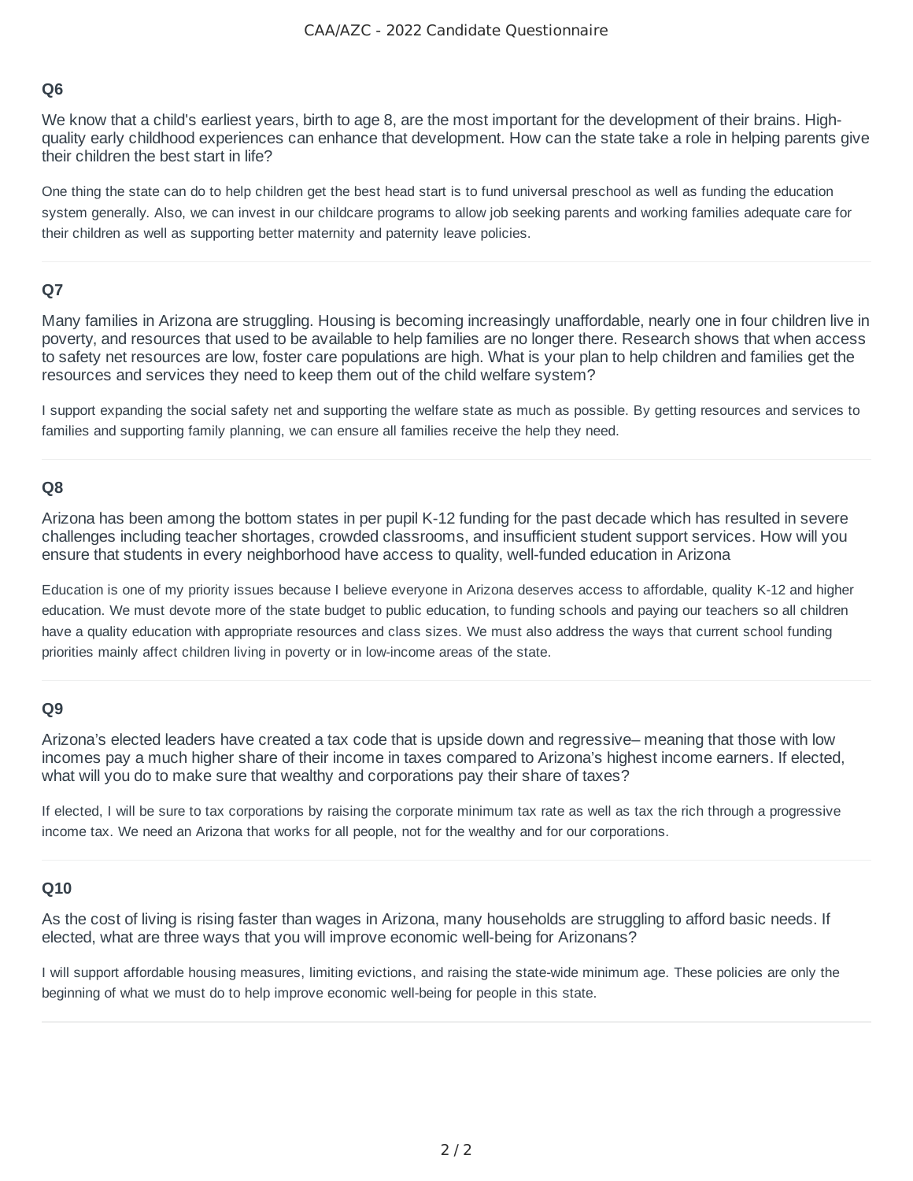### Q6

We know that a child's earliest years, birth to age 8, are the most important for the development of their brains. High-quality early childhood experiences can enhance that development. How can the state take a role in helping parents give their children the best start in life?

One thing the state can do to help children get the best head start is to fund universal preschool as well as funding the education system generally. Also, we can invest in our childcare programs to allow job seeking parents and working families adequate care for their children as well as supporting better maternity and paternity leave policies.

---

### Q7

Many families in Arizona are struggling. Housing is becoming increasingly unaffordable, nearly one in four children live in poverty, and resources that used to be available to help families are no longer there. Research shows that when access to safety net resources are low, foster care populations are high. What is your plan to help children and families get the resources and services they need to keep them out of the child welfare system?

I support expanding the social safety net and supporting the welfare state as much as possible. By getting resources and services to families and supporting family planning, we can ensure all families receive the help they need.

---

### Q8

Arizona has been among the bottom states in per pupil K-12 funding for the past decade which has resulted in severe challenges including teacher shortages, crowded classrooms, and insufficient student support services. How will you ensure that students in every neighborhood have access to quality, well-funded education in Arizona

Education is one of my priority issues because I believe everyone in Arizona deserves access to affordable, quality K-12 and higher education. We must devote more of the state budget to public education, to funding schools and paying our teachers so all children have a quality education with appropriate resources and class sizes. We must also address the ways that current school funding priorities mainly affect children living in poverty or in low-income areas of the state.

---

### Q9

Arizona's elected leaders have created a tax code that is upside down and regressive– meaning that those with low incomes pay a much higher share of their income in taxes compared to Arizona's highest income earners. If elected, what will you do to make sure that wealthy and corporations pay their share of taxes?

If elected, I will be sure to tax corporations by raising the corporate minimum tax rate as well as tax the rich through a progressive income tax. We need an Arizona that works for all people, not for the wealthy and for our corporations.

---

### Q10

As the cost of living is rising faster than wages in Arizona, many households are struggling to afford basic needs. If elected, what are three ways that you will improve economic well-being for Arizonans?

I will support affordable housing measures, limiting evictions, and raising the state-wide minimum age. These policies are only the beginning of what we must do to help improve economic well-being for people in this state.

---